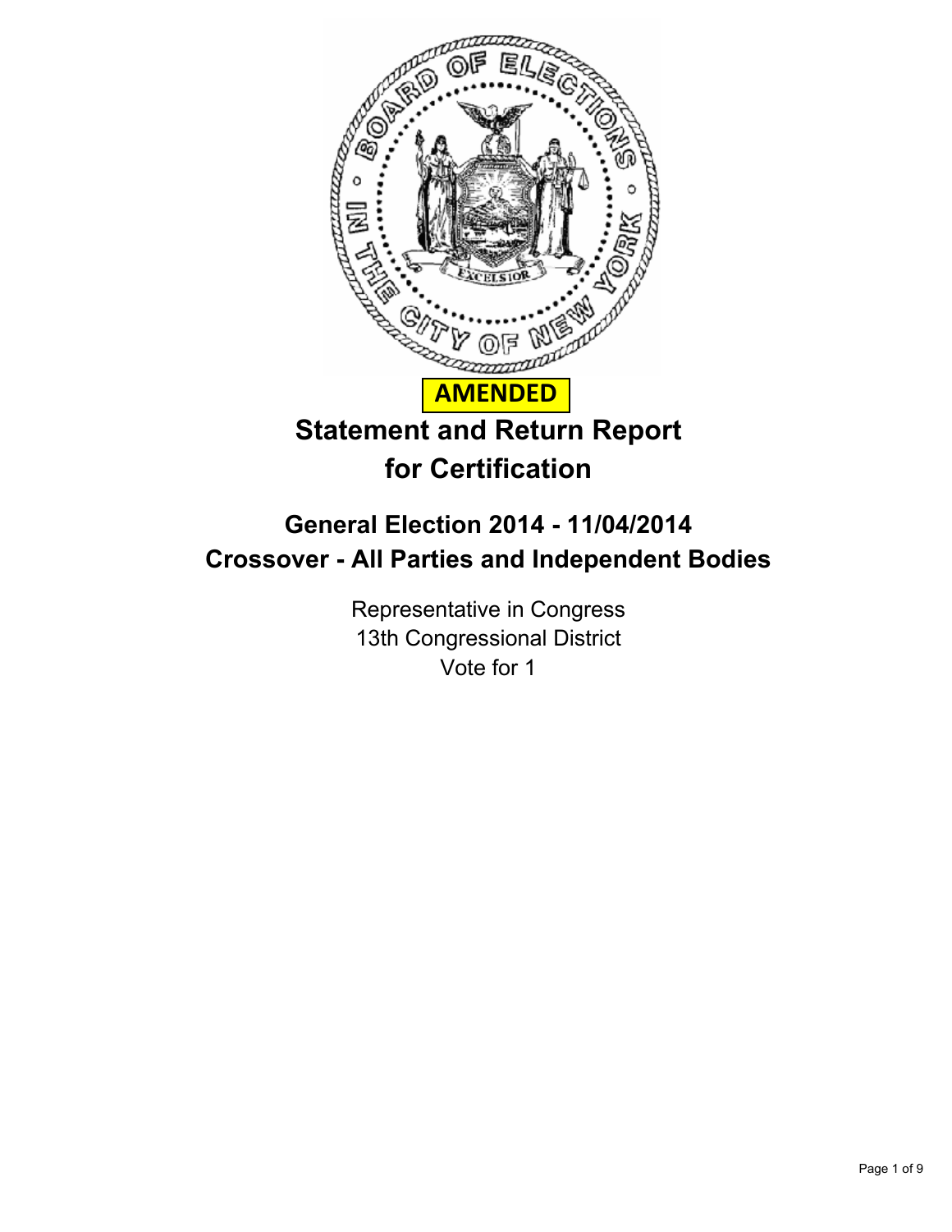**AMENDED**

# Statement and Return Report for Certification

## General Election 2014 - 11/04/2014
## Crossover - All Parties and Independent Bodies

Representative in Congress
13th Congressional District
Vote for 1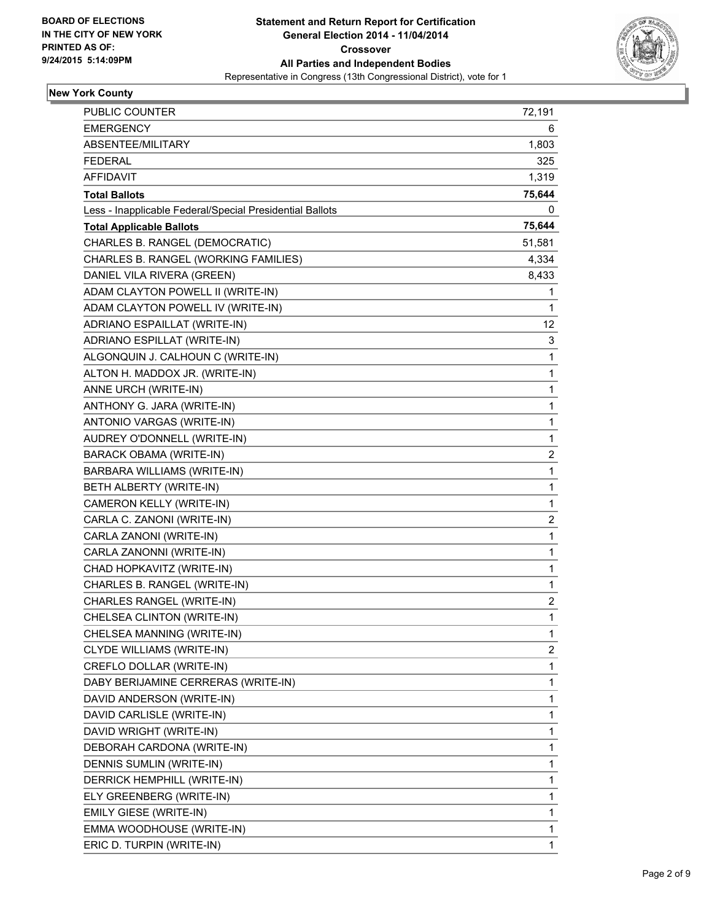**BOARD OF ELECTIONS IN THE CITY OF NEW YORK PRINTED AS OF: 9/24/2015 5:14:09PM**

# Statement and Return Report for Certification
## General Election 2014 - 11/04/2014
## Crossover
## All Parties and Independent Bodies
Representative in Congress (13th Congressional District), vote for 1

### New York County

| | |
|---|---|
| PUBLIC COUNTER | 72,191 |
| EMERGENCY | 6 |
| ABSENTEE/MILITARY | 1,803 |
| FEDERAL | 325 |
| AFFIDAVIT | 1,319 |
| **Total Ballots** | **75,644** |
| Less - Inapplicable Federal/Special Presidential Ballots | 0 |
| **Total Applicable Ballots** | **75,644** |
| CHARLES B. RANGEL (DEMOCRATIC) | 51,581 |
| CHARLES B. RANGEL (WORKING FAMILIES) | 4,334 |
| DANIEL VILA RIVERA (GREEN) | 8,433 |
| ADAM CLAYTON POWELL II (WRITE-IN) | 1 |
| ADAM CLAYTON POWELL IV (WRITE-IN) | 1 |
| ADRIANO ESPAILLAT (WRITE-IN) | 12 |
| ADRIANO ESPILLAT (WRITE-IN) | 3 |
| ALGONQUIN J. CALHOUN C (WRITE-IN) | 1 |
| ALTON H. MADDOX JR. (WRITE-IN) | 1 |
| ANNE URCH (WRITE-IN) | 1 |
| ANTHONY G. JARA (WRITE-IN) | 1 |
| ANTONIO VARGAS (WRITE-IN) | 1 |
| AUDREY O'DONNELL (WRITE-IN) | 1 |
| BARACK OBAMA (WRITE-IN) | 2 |
| BARBARA WILLIAMS (WRITE-IN) | 1 |
| BETH ALBERTY (WRITE-IN) | 1 |
| CAMERON KELLY (WRITE-IN) | 1 |
| CARLA C. ZANONI (WRITE-IN) | 2 |
| CARLA ZANONI (WRITE-IN) | 1 |
| CARLA ZANONNI (WRITE-IN) | 1 |
| CHAD HOPKAVITZ (WRITE-IN) | 1 |
| CHARLES B. RANGEL (WRITE-IN) | 1 |
| CHARLES RANGEL (WRITE-IN) | 2 |
| CHELSEA CLINTON (WRITE-IN) | 1 |
| CHELSEA MANNING (WRITE-IN) | 1 |
| CLYDE WILLIAMS (WRITE-IN) | 2 |
| CREFLO DOLLAR (WRITE-IN) | 1 |
| DABY BERIJAMINE CERRERAS (WRITE-IN) | 1 |
| DAVID ANDERSON (WRITE-IN) | 1 |
| DAVID CARLISLE (WRITE-IN) | 1 |
| DAVID WRIGHT (WRITE-IN) | 1 |
| DEBORAH CARDONA (WRITE-IN) | 1 |
| DENNIS SUMLIN (WRITE-IN) | 1 |
| DERRICK HEMPHILL (WRITE-IN) | 1 |
| ELY GREENBERG (WRITE-IN) | 1 |
| EMILY GIESE (WRITE-IN) | 1 |
| EMMA WOODHOUSE (WRITE-IN) | 1 |
| ERIC D. TURPIN (WRITE-IN) | 1 |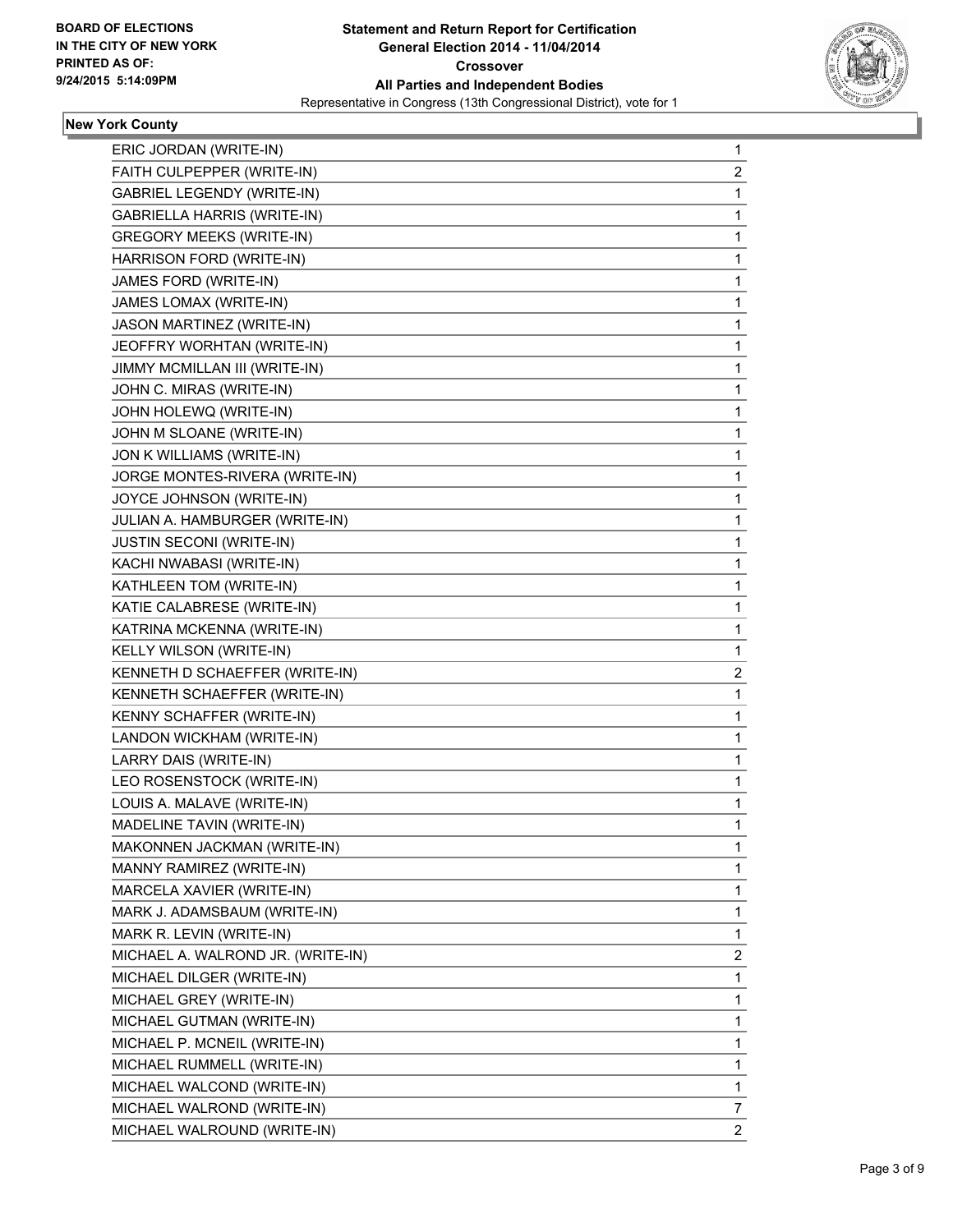**Statement and Return Report for Certification**
**General Election 2014 - 11/04/2014**
**Crossover**
**All Parties and Independent Bodies**
Representative in Congress (13th Congressional District), vote for 1

BOARD OF ELECTIONS
IN THE CITY OF NEW YORK
PRINTED AS OF:
9/24/2015 5:14:09PM

## New York County

| | |
|---|---|
| ERIC JORDAN (WRITE-IN) | 1 |
| FAITH CULPEPPER (WRITE-IN) | 2 |
| GABRIEL LEGENDY (WRITE-IN) | 1 |
| GABRIELLA HARRIS (WRITE-IN) | 1 |
| GREGORY MEEKS (WRITE-IN) | 1 |
| HARRISON FORD (WRITE-IN) | 1 |
| JAMES FORD (WRITE-IN) | 1 |
| JAMES LOMAX (WRITE-IN) | 1 |
| JASON MARTINEZ (WRITE-IN) | 1 |
| JEOFFRY WORHTAN (WRITE-IN) | 1 |
| JIMMY MCMILLAN III (WRITE-IN) | 1 |
| JOHN C. MIRAS (WRITE-IN) | 1 |
| JOHN HOLEWQ (WRITE-IN) | 1 |
| JOHN M SLOANE (WRITE-IN) | 1 |
| JON K WILLIAMS (WRITE-IN) | 1 |
| JORGE MONTES-RIVERA (WRITE-IN) | 1 |
| JOYCE JOHNSON (WRITE-IN) | 1 |
| JULIAN A. HAMBURGER (WRITE-IN) | 1 |
| JUSTIN SECONI (WRITE-IN) | 1 |
| KACHI NWABASI (WRITE-IN) | 1 |
| KATHLEEN TOM (WRITE-IN) | 1 |
| KATIE CALABRESE (WRITE-IN) | 1 |
| KATRINA MCKENNA (WRITE-IN) | 1 |
| KELLY WILSON (WRITE-IN) | 1 |
| KENNETH D SCHAEFFER (WRITE-IN) | 2 |
| KENNETH SCHAEFFER (WRITE-IN) | 1 |
| KENNY SCHAFFER (WRITE-IN) | 1 |
| LANDON WICKHAM (WRITE-IN) | 1 |
| LARRY DAIS (WRITE-IN) | 1 |
| LEO ROSENSTOCK (WRITE-IN) | 1 |
| LOUIS A. MALAVE (WRITE-IN) | 1 |
| MADELINE TAVIN (WRITE-IN) | 1 |
| MAKONNEN JACKMAN (WRITE-IN) | 1 |
| MANNY RAMIREZ (WRITE-IN) | 1 |
| MARCELA XAVIER (WRITE-IN) | 1 |
| MARK J. ADAMSBAUM (WRITE-IN) | 1 |
| MARK R. LEVIN (WRITE-IN) | 1 |
| MICHAEL A. WALROND JR. (WRITE-IN) | 2 |
| MICHAEL DILGER (WRITE-IN) | 1 |
| MICHAEL GREY (WRITE-IN) | 1 |
| MICHAEL GUTMAN (WRITE-IN) | 1 |
| MICHAEL P. MCNEIL (WRITE-IN) | 1 |
| MICHAEL RUMMELL (WRITE-IN) | 1 |
| MICHAEL WALCOND (WRITE-IN) | 1 |
| MICHAEL WALROND (WRITE-IN) | 7 |
| MICHAEL WALROUND (WRITE-IN) | 2 |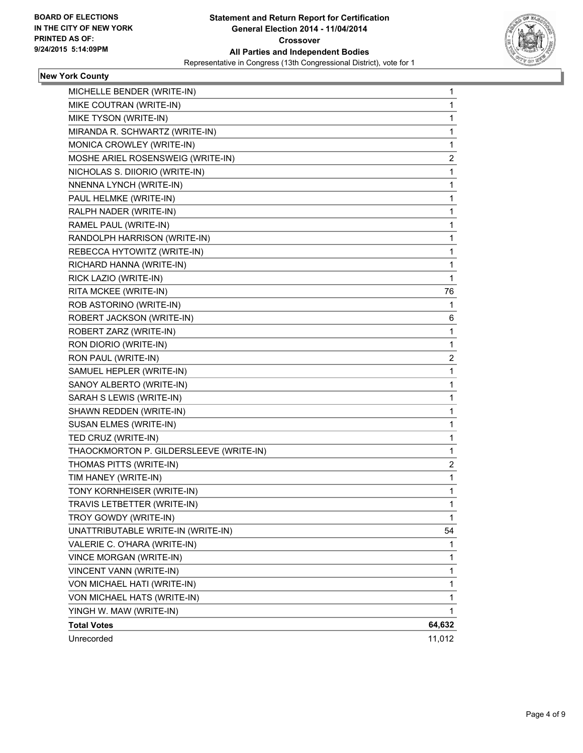**BOARD OF ELECTIONS IN THE CITY OF NEW YORK PRINTED AS OF: 9/24/2015 5:14:09PM**

**Statement and Return Report for Certification General Election 2014 - 11/04/2014 Crossover All Parties and Independent Bodies**

Representative in Congress (13th Congressional District), vote for 1

### New York County

| | |
|---|---|
| MICHELLE BENDER (WRITE-IN) | 1 |
| MIKE COUTRAN (WRITE-IN) | 1 |
| MIKE TYSON (WRITE-IN) | 1 |
| MIRANDA R. SCHWARTZ (WRITE-IN) | 1 |
| MONICA CROWLEY (WRITE-IN) | 1 |
| MOSHE ARIEL ROSENSWEIG (WRITE-IN) | 2 |
| NICHOLAS S. DIIORIO (WRITE-IN) | 1 |
| NNENNA LYNCH (WRITE-IN) | 1 |
| PAUL HELMKE (WRITE-IN) | 1 |
| RALPH NADER (WRITE-IN) | 1 |
| RAMEL PAUL (WRITE-IN) | 1 |
| RANDOLPH HARRISON (WRITE-IN) | 1 |
| REBECCA HYTOWITZ (WRITE-IN) | 1 |
| RICHARD HANNA (WRITE-IN) | 1 |
| RICK LAZIO (WRITE-IN) | 1 |
| RITA MCKEE (WRITE-IN) | 76 |
| ROB ASTORINO (WRITE-IN) | 1 |
| ROBERT JACKSON (WRITE-IN) | 6 |
| ROBERT ZARZ (WRITE-IN) | 1 |
| RON DIORIO (WRITE-IN) | 1 |
| RON PAUL (WRITE-IN) | 2 |
| SAMUEL HEPLER (WRITE-IN) | 1 |
| SANOY ALBERTO (WRITE-IN) | 1 |
| SARAH S LEWIS (WRITE-IN) | 1 |
| SHAWN REDDEN (WRITE-IN) | 1 |
| SUSAN ELMES (WRITE-IN) | 1 |
| TED CRUZ (WRITE-IN) | 1 |
| THAOCKMORTON P. GILDERSLEEVE (WRITE-IN) | 1 |
| THOMAS PITTS (WRITE-IN) | 2 |
| TIM HANEY (WRITE-IN) | 1 |
| TONY KORNHEISER (WRITE-IN) | 1 |
| TRAVIS LETBETTER (WRITE-IN) | 1 |
| TROY GOWDY (WRITE-IN) | 1 |
| UNATTRIBUTABLE WRITE-IN (WRITE-IN) | 54 |
| VALERIE C. O'HARA (WRITE-IN) | 1 |
| VINCE MORGAN (WRITE-IN) | 1 |
| VINCENT VANN (WRITE-IN) | 1 |
| VON MICHAEL HATI (WRITE-IN) | 1 |
| VON MICHAEL HATS (WRITE-IN) | 1 |
| YINGH W. MAW (WRITE-IN) | 1 |
| **Total Votes** | **64,632** |
| Unrecorded | 11,012 |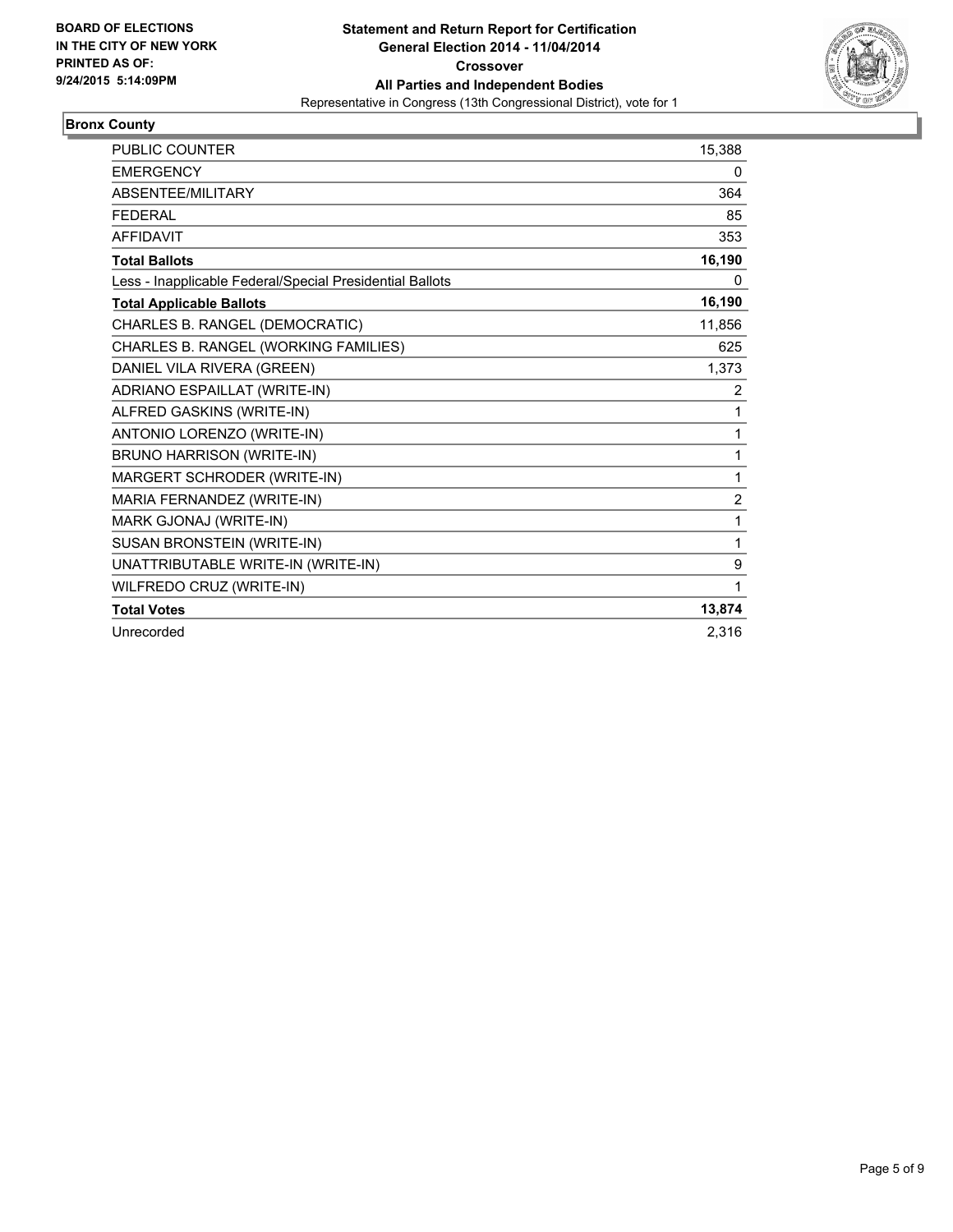**BOARD OF ELECTIONS IN THE CITY OF NEW YORK PRINTED AS OF: 9/24/2015 5:14:09PM**

# Statement and Return Report for Certification General Election 2014 - 11/04/2014 Crossover All Parties and Independent Bodies

Representative in Congress (13th Congressional District), vote for 1

## Bronx County

| | |
|---|---|
| PUBLIC COUNTER | 15,388 |
| EMERGENCY | 0 |
| ABSENTEE/MILITARY | 364 |
| FEDERAL | 85 |
| AFFIDAVIT | 353 |
| **Total Ballots** | **16,190** |
| Less - Inapplicable Federal/Special Presidential Ballots | 0 |
| **Total Applicable Ballots** | **16,190** |
| CHARLES B. RANGEL (DEMOCRATIC) | 11,856 |
| CHARLES B. RANGEL (WORKING FAMILIES) | 625 |
| DANIEL VILA RIVERA (GREEN) | 1,373 |
| ADRIANO ESPAILLAT (WRITE-IN) | 2 |
| ALFRED GASKINS (WRITE-IN) | 1 |
| ANTONIO LORENZO (WRITE-IN) | 1 |
| BRUNO HARRISON (WRITE-IN) | 1 |
| MARGERT SCHRODER (WRITE-IN) | 1 |
| MARIA FERNANDEZ (WRITE-IN) | 2 |
| MARK GJONAJ (WRITE-IN) | 1 |
| SUSAN BRONSTEIN (WRITE-IN) | 1 |
| UNATTRIBUTABLE WRITE-IN (WRITE-IN) | 9 |
| WILFREDO CRUZ (WRITE-IN) | 1 |
| **Total Votes** | **13,874** |
| Unrecorded | 2,316 |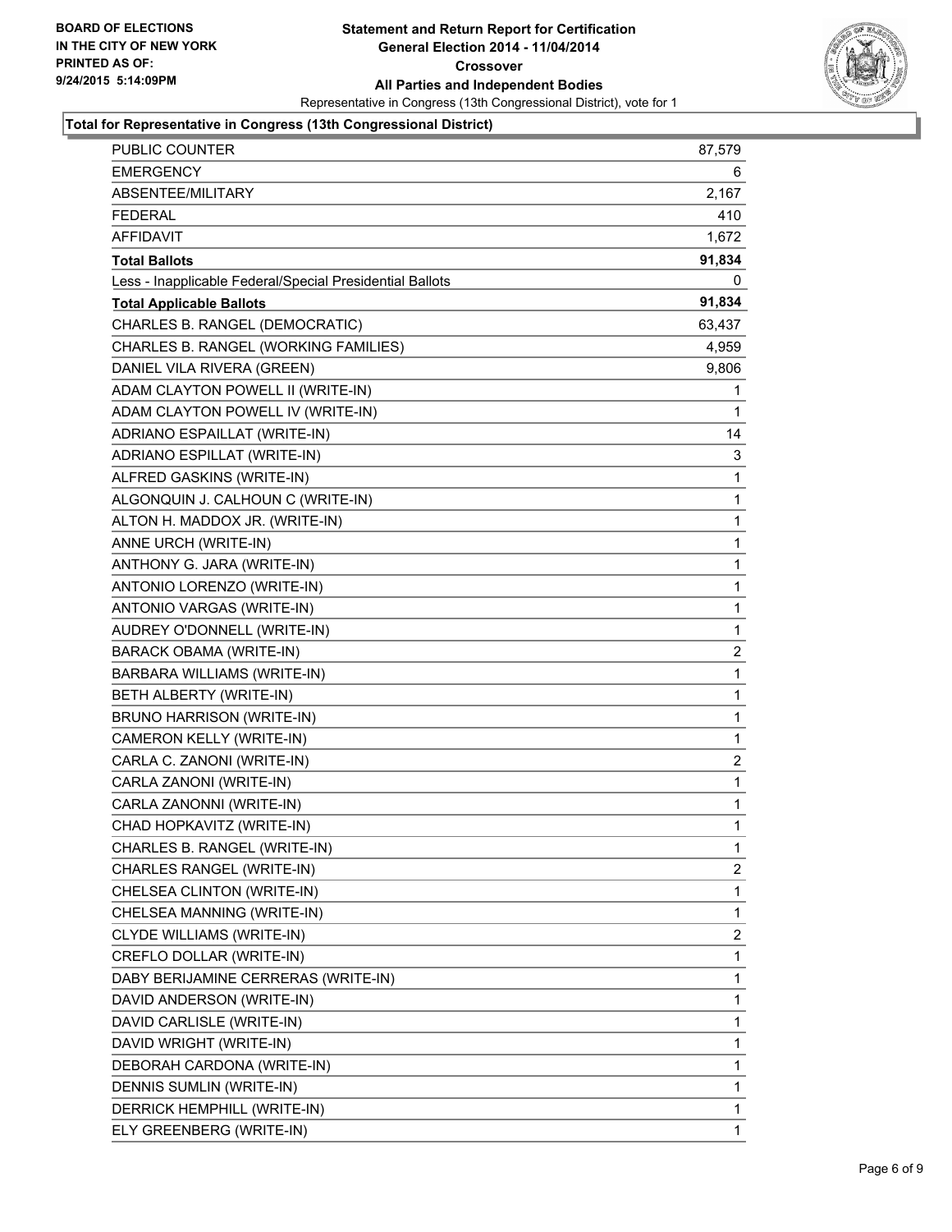**BOARD OF ELECTIONS IN THE CITY OF NEW YORK PRINTED AS OF: 9/24/2015 5:14:09PM**

# Statement and Return Report for Certification General Election 2014 - 11/04/2014 Crossover All Parties and Independent Bodies

Representative in Congress (13th Congressional District), vote for 1

### Total for Representative in Congress (13th Congressional District)

| | |
|---|---|
| PUBLIC COUNTER | 87,579 |
| EMERGENCY | 6 |
| ABSENTEE/MILITARY | 2,167 |
| FEDERAL | 410 |
| AFFIDAVIT | 1,672 |
| **Total Ballots** | **91,834** |
| Less - Inapplicable Federal/Special Presidential Ballots | 0 |
| **Total Applicable Ballots** | **91,834** |
| CHARLES B. RANGEL (DEMOCRATIC) | 63,437 |
| CHARLES B. RANGEL (WORKING FAMILIES) | 4,959 |
| DANIEL VILA RIVERA (GREEN) | 9,806 |
| ADAM CLAYTON POWELL II (WRITE-IN) | 1 |
| ADAM CLAYTON POWELL IV (WRITE-IN) | 1 |
| ADRIANO ESPAILLAT (WRITE-IN) | 14 |
| ADRIANO ESPILLAT (WRITE-IN) | 3 |
| ALFRED GASKINS (WRITE-IN) | 1 |
| ALGONQUIN J. CALHOUN C (WRITE-IN) | 1 |
| ALTON H. MADDOX JR. (WRITE-IN) | 1 |
| ANNE URCH (WRITE-IN) | 1 |
| ANTHONY G. JARA (WRITE-IN) | 1 |
| ANTONIO LORENZO (WRITE-IN) | 1 |
| ANTONIO VARGAS (WRITE-IN) | 1 |
| AUDREY O'DONNELL (WRITE-IN) | 1 |
| BARACK OBAMA (WRITE-IN) | 2 |
| BARBARA WILLIAMS (WRITE-IN) | 1 |
| BETH ALBERTY (WRITE-IN) | 1 |
| BRUNO HARRISON (WRITE-IN) | 1 |
| CAMERON KELLY (WRITE-IN) | 1 |
| CARLA C. ZANONI (WRITE-IN) | 2 |
| CARLA ZANONI (WRITE-IN) | 1 |
| CARLA ZANONNI (WRITE-IN) | 1 |
| CHAD HOPKAVITZ (WRITE-IN) | 1 |
| CHARLES B. RANGEL (WRITE-IN) | 1 |
| CHARLES RANGEL (WRITE-IN) | 2 |
| CHELSEA CLINTON (WRITE-IN) | 1 |
| CHELSEA MANNING (WRITE-IN) | 1 |
| CLYDE WILLIAMS (WRITE-IN) | 2 |
| CREFLO DOLLAR (WRITE-IN) | 1 |
| DABY BERIJAMINE CERRERAS (WRITE-IN) | 1 |
| DAVID ANDERSON (WRITE-IN) | 1 |
| DAVID CARLISLE (WRITE-IN) | 1 |
| DAVID WRIGHT (WRITE-IN) | 1 |
| DEBORAH CARDONA (WRITE-IN) | 1 |
| DENNIS SUMLIN (WRITE-IN) | 1 |
| DERRICK HEMPHILL (WRITE-IN) | 1 |
| ELY GREENBERG (WRITE-IN) | 1 |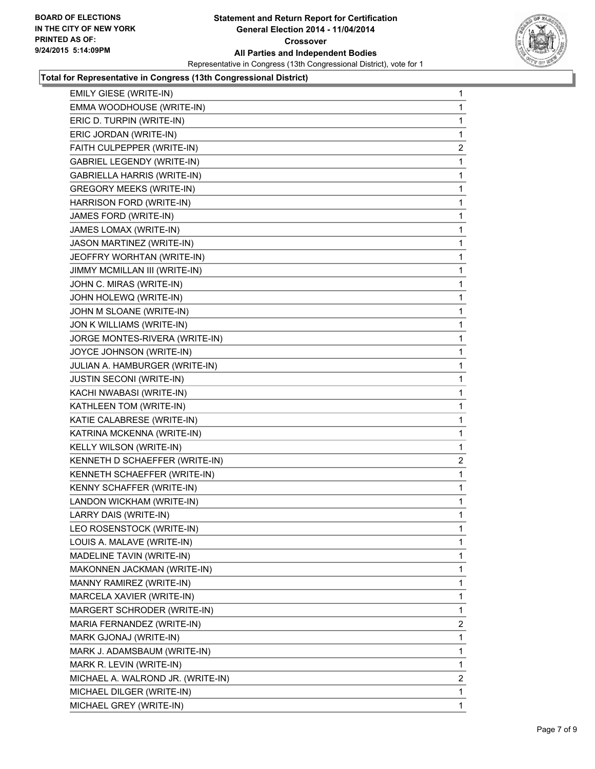**Total for Representative in Congress (13th Congressional District)**

| | |
|---|---|
| EMILY GIESE (WRITE-IN) | 1 |
| EMMA WOODHOUSE (WRITE-IN) | 1 |
| ERIC D. TURPIN (WRITE-IN) | 1 |
| ERIC JORDAN (WRITE-IN) | 1 |
| FAITH CULPEPPER (WRITE-IN) | 2 |
| GABRIEL LEGENDY (WRITE-IN) | 1 |
| GABRIELLA HARRIS (WRITE-IN) | 1 |
| GREGORY MEEKS (WRITE-IN) | 1 |
| HARRISON FORD (WRITE-IN) | 1 |
| JAMES FORD (WRITE-IN) | 1 |
| JAMES LOMAX (WRITE-IN) | 1 |
| JASON MARTINEZ (WRITE-IN) | 1 |
| JEOFFRY WORHTAN (WRITE-IN) | 1 |
| JIMMY MCMILLAN III (WRITE-IN) | 1 |
| JOHN C. MIRAS (WRITE-IN) | 1 |
| JOHN HOLEWQ (WRITE-IN) | 1 |
| JOHN M SLOANE (WRITE-IN) | 1 |
| JON K WILLIAMS (WRITE-IN) | 1 |
| JORGE MONTES-RIVERA (WRITE-IN) | 1 |
| JOYCE JOHNSON (WRITE-IN) | 1 |
| JULIAN A. HAMBURGER (WRITE-IN) | 1 |
| JUSTIN SECONI (WRITE-IN) | 1 |
| KACHI NWABASI (WRITE-IN) | 1 |
| KATHLEEN TOM (WRITE-IN) | 1 |
| KATIE CALABRESE (WRITE-IN) | 1 |
| KATRINA MCKENNA (WRITE-IN) | 1 |
| KELLY WILSON (WRITE-IN) | 1 |
| KENNETH D SCHAEFFER (WRITE-IN) | 2 |
| KENNETH SCHAEFFER (WRITE-IN) | 1 |
| KENNY SCHAFFER (WRITE-IN) | 1 |
| LANDON WICKHAM (WRITE-IN) | 1 |
| LARRY DAIS (WRITE-IN) | 1 |
| LEO ROSENSTOCK (WRITE-IN) | 1 |
| LOUIS A. MALAVE (WRITE-IN) | 1 |
| MADELINE TAVIN (WRITE-IN) | 1 |
| MAKONNEN JACKMAN (WRITE-IN) | 1 |
| MANNY RAMIREZ (WRITE-IN) | 1 |
| MARCELA XAVIER (WRITE-IN) | 1 |
| MARGERT SCHRODER (WRITE-IN) | 1 |
| MARIA FERNANDEZ (WRITE-IN) | 2 |
| MARK GJONAJ (WRITE-IN) | 1 |
| MARK J. ADAMSBAUM (WRITE-IN) | 1 |
| MARK R. LEVIN (WRITE-IN) | 1 |
| MICHAEL A. WALROND JR. (WRITE-IN) | 2 |
| MICHAEL DILGER (WRITE-IN) | 1 |
| MICHAEL GREY (WRITE-IN) | 1 |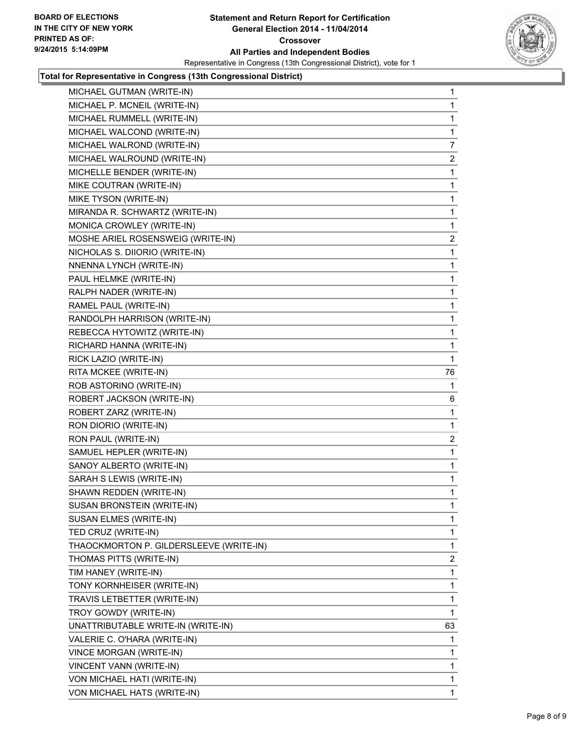**Total for Representative in Congress (13th Congressional District)**

| Candidate | Votes |
|---|---|
| MICHAEL GUTMAN (WRITE-IN) | 1 |
| MICHAEL P. MCNEIL (WRITE-IN) | 1 |
| MICHAEL RUMMELL (WRITE-IN) | 1 |
| MICHAEL WALCOND (WRITE-IN) | 1 |
| MICHAEL WALROND (WRITE-IN) | 7 |
| MICHAEL WALROUND (WRITE-IN) | 2 |
| MICHELLE BENDER (WRITE-IN) | 1 |
| MIKE COUTRAN (WRITE-IN) | 1 |
| MIKE TYSON (WRITE-IN) | 1 |
| MIRANDA R. SCHWARTZ (WRITE-IN) | 1 |
| MONICA CROWLEY (WRITE-IN) | 1 |
| MOSHE ARIEL ROSENSWEIG (WRITE-IN) | 2 |
| NICHOLAS S. DIIORIO (WRITE-IN) | 1 |
| NNENNA LYNCH (WRITE-IN) | 1 |
| PAUL HELMKE (WRITE-IN) | 1 |
| RALPH NADER (WRITE-IN) | 1 |
| RAMEL PAUL (WRITE-IN) | 1 |
| RANDOLPH HARRISON (WRITE-IN) | 1 |
| REBECCA HYTOWITZ (WRITE-IN) | 1 |
| RICHARD HANNA (WRITE-IN) | 1 |
| RICK LAZIO (WRITE-IN) | 1 |
| RITA MCKEE (WRITE-IN) | 76 |
| ROB ASTORINO (WRITE-IN) | 1 |
| ROBERT JACKSON (WRITE-IN) | 6 |
| ROBERT ZARZ (WRITE-IN) | 1 |
| RON DIORIO (WRITE-IN) | 1 |
| RON PAUL (WRITE-IN) | 2 |
| SAMUEL HEPLER (WRITE-IN) | 1 |
| SANOY ALBERTO (WRITE-IN) | 1 |
| SARAH S LEWIS (WRITE-IN) | 1 |
| SHAWN REDDEN (WRITE-IN) | 1 |
| SUSAN BRONSTEIN (WRITE-IN) | 1 |
| SUSAN ELMES (WRITE-IN) | 1 |
| TED CRUZ (WRITE-IN) | 1 |
| THAOCKMORTON P. GILDERSLEEVE (WRITE-IN) | 1 |
| THOMAS PITTS (WRITE-IN) | 2 |
| TIM HANEY (WRITE-IN) | 1 |
| TONY KORNHEISER (WRITE-IN) | 1 |
| TRAVIS LETBETTER (WRITE-IN) | 1 |
| TROY GOWDY (WRITE-IN) | 1 |
| UNATTRIBUTABLE WRITE-IN (WRITE-IN) | 63 |
| VALERIE C. O'HARA (WRITE-IN) | 1 |
| VINCE MORGAN (WRITE-IN) | 1 |
| VINCENT VANN (WRITE-IN) | 1 |
| VON MICHAEL HATI (WRITE-IN) | 1 |
| VON MICHAEL HATS (WRITE-IN) | 1 |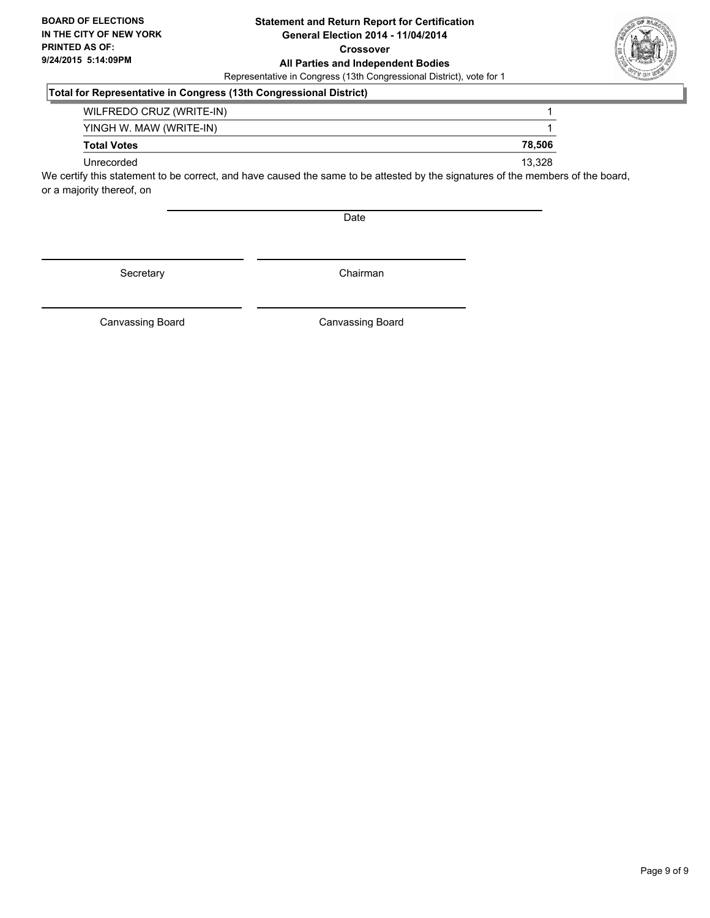**BOARD OF ELECTIONS IN THE CITY OF NEW YORK PRINTED AS OF: 9/24/2015 5:14:09PM**

**Statement and Return Report for Certification**
**General Election 2014 - 11/04/2014**
**Crossover**
**All Parties and Independent Bodies**

Representative in Congress (13th Congressional District), vote for 1

**Total for Representative in Congress (13th Congressional District)**

| | |
|---|---|
| WILFREDO CRUZ (WRITE-IN) | 1 |
| YINGH W. MAW (WRITE-IN) | 1 |
| **Total Votes** | **78,506** |
| Unrecorded | 13,328 |

We certify this statement to be correct, and have caused the same to be attested by the signatures of the members of the board, or a majority thereof, on

Date

Secretary

Chairman

Canvassing Board

Canvassing Board